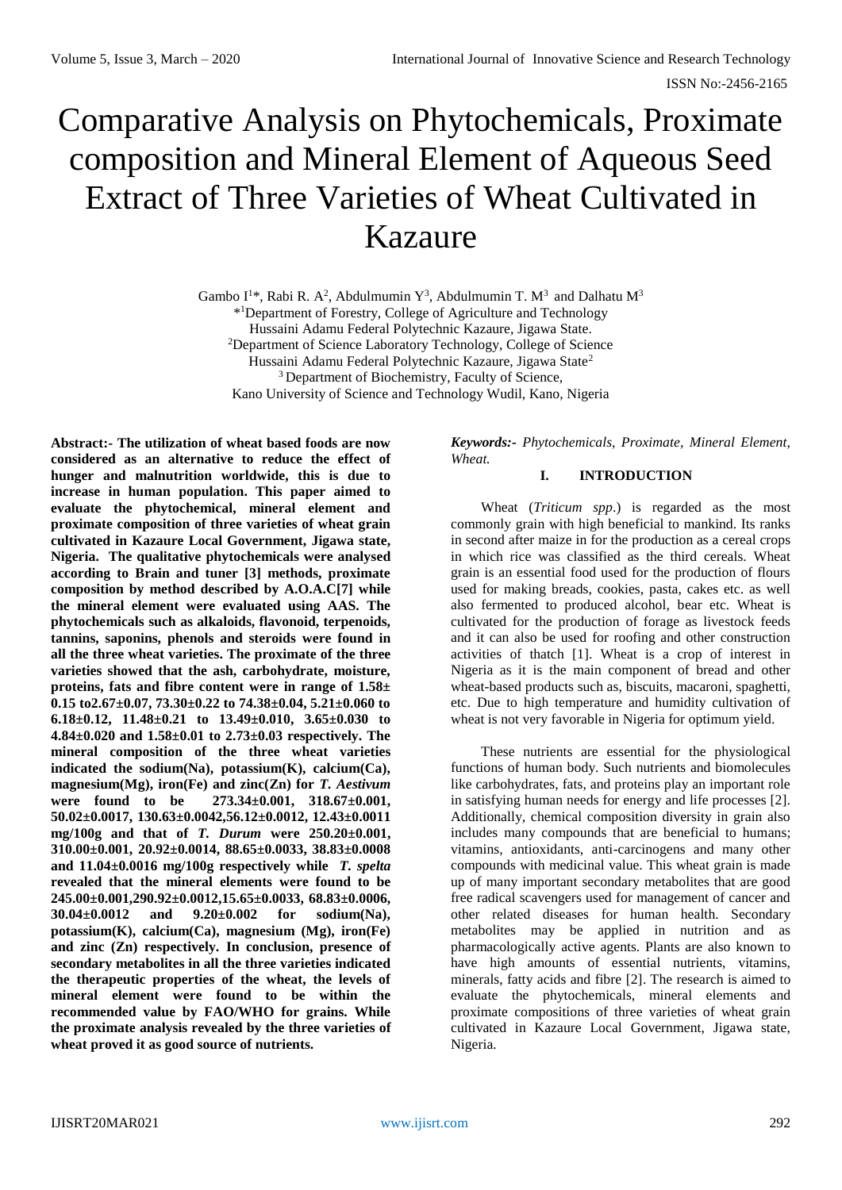# Comparative Analysis on Phytochemicals, Proximate composition and Mineral Element of Aqueous Seed Extract of Three Varieties of Wheat Cultivated in Kazaure

Gambo I[1]*, Rabi R. A[2], Abdulmumin Y[3], Abdulmumin T. M[3] and Dalhatu M[3]

*[1]Department of Forestry, College of Agriculture and Technology Hussaini Adamu Federal Polytechnic Kazaure, Jigawa State.

[2]Department of Science Laboratory Technology, College of Science Hussaini Adamu Federal Polytechnic Kazaure, Jigawa State[2]

[3]Department of Biochemistry, Faculty of Science, Kano University of Science and Technology Wudil, Kano, Nigeria

**Abstract:- The utilization of wheat based foods are now considered as an alternative to reduce the effect of hunger and malnutrition worldwide, this is due to increase in human population. This paper aimed to evaluate the phytochemical, mineral element and proximate composition of three varieties of wheat grain cultivated in Kazaure Local Government, Jigawa state, Nigeria. The qualitative phytochemicals were analysed according to Brain and tuner [3] methods, proximate composition by method described by A.O.A.C[7] while the mineral element were evaluated using AAS. The phytochemicals such as alkaloids, flavonoid, terpenoids, tannins, saponins, phenols and steroids were found in all the three wheat varieties. The proximate of the three varieties showed that the ash, carbohydrate, moisture, proteins, fats and fibre content were in range of 1.58± 0.15 to2.67±0.07, 73.30±0.22 to 74.38±0.04, 5.21±0.060 to 6.18±0.12, 11.48±0.21 to 13.49±0.010, 3.65±0.030 to 4.84±0.020 and 1.58±0.01 to 2.73±0.03 respectively. The mineral composition of the three wheat varieties indicated the sodium(Na), potassium(K), calcium(Ca), magnesium(Mg), iron(Fe) and zinc(Zn) for *T. Aestivum* were found to be 273.34±0.001, 318.67±0.001, 50.02±0.0017, 130.63±0.0042,56.12±0.0012, 12.43±0.0011 mg/100g and that of *T. Durum* were 250.20±0.001, 310.00±0.001, 20.92±0.0014, 88.65±0.0033, 38.83±0.0008 and 11.04±0.0016 mg/100g respectively while *T. spelta* revealed that the mineral elements were found to be 245.00±0.001,290.92±0.0012,15.65±0.0033, 68.83±0.0006, 30.04±0.0012 and 9.20±0.002 for sodium(Na), potassium(K), calcium(Ca), magnesium (Mg), iron(Fe) and zinc (Zn) respectively. In conclusion, presence of secondary metabolites in all the three varieties indicated the therapeutic properties of the wheat, the levels of mineral element were found to be within the recommended value by FAO/WHO for grains. While the proximate analysis revealed by the three varieties of wheat proved it as good source of nutrients.**

***Keywords:-*** *Phytochemicals, Proximate, Mineral Element, Wheat.*

## I. INTRODUCTION

Wheat (*Triticum spp*.) is regarded as the most commonly grain with high beneficial to mankind. Its ranks in second after maize in for the production as a cereal crops in which rice was classified as the third cereals. Wheat grain is an essential food used for the production of flours used for making breads, cookies, pasta, cakes etc. as well also fermented to produced alcohol, bear etc. Wheat is cultivated for the production of forage as livestock feeds and it can also be used for roofing and other construction activities of thatch [1]. Wheat is a crop of interest in Nigeria as it is the main component of bread and other wheat-based products such as, biscuits, macaroni, spaghetti, etc. Due to high temperature and humidity cultivation of wheat is not very favorable in Nigeria for optimum yield.

These nutrients are essential for the physiological functions of human body. Such nutrients and biomolecules like carbohydrates, fats, and proteins play an important role in satisfying human needs for energy and life processes [2]. Additionally, chemical composition diversity in grain also includes many compounds that are beneficial to humans; vitamins, antioxidants, anti-carcinogens and many other compounds with medicinal value. This wheat grain is made up of many important secondary metabolites that are good free radical scavengers used for management of cancer and other related diseases for human health. Secondary metabolites may be applied in nutrition and as pharmacologically active agents. Plants are also known to have high amounts of essential nutrients, vitamins, minerals, fatty acids and fibre [2]. The research is aimed to evaluate the phytochemicals, mineral elements and proximate compositions of three varieties of wheat grain cultivated in Kazaure Local Government, Jigawa state, Nigeria.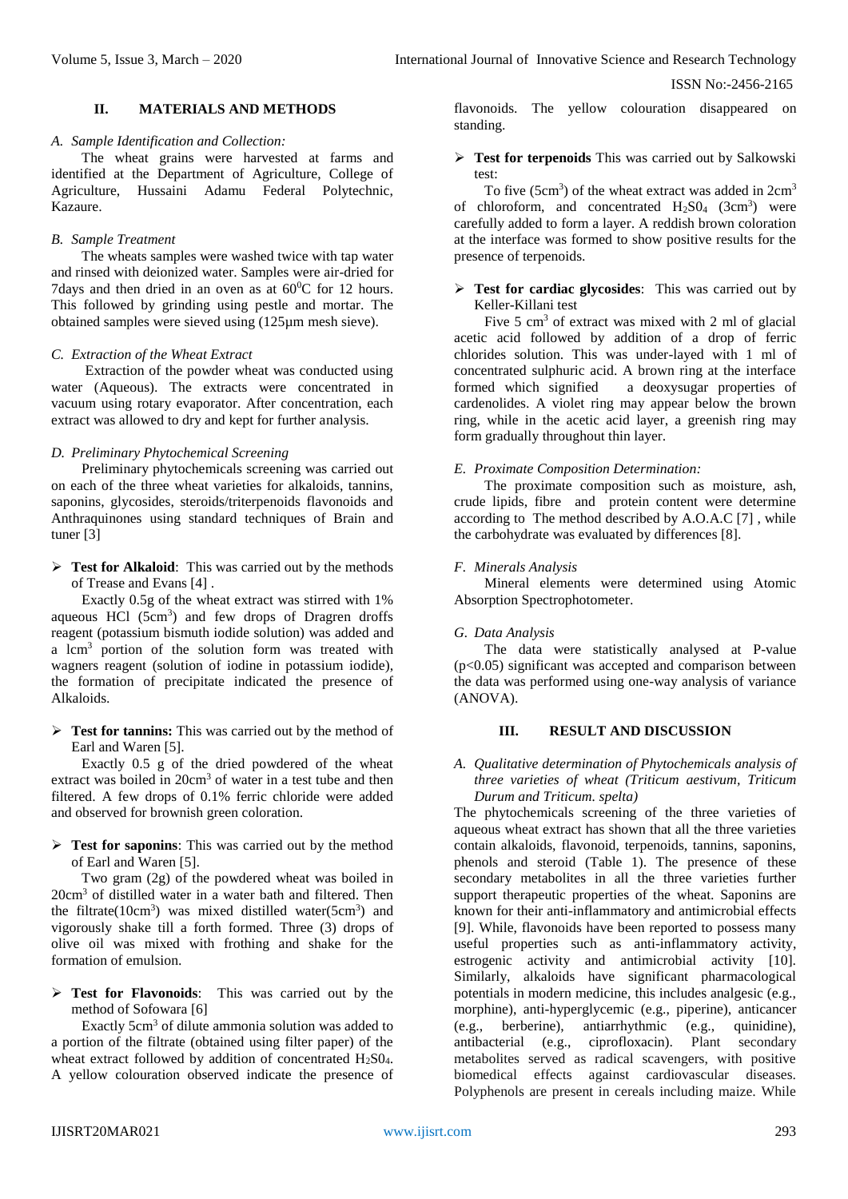## II. MATERIALS AND METHODS

### *A. Sample Identification and Collection:*

The wheat grains were harvested at farms and identified at the Department of Agriculture, College of Agriculture, Hussaini Adamu Federal Polytechnic, Kazaure.

### *B. Sample Treatment*

The wheats samples were washed twice with tap water and rinsed with deionized water. Samples were air-dried for 7days and then dried in an oven as at $60^0$C for 12 hours. This followed by grinding using pestle and mortar. The obtained samples were sieved using (125µm mesh sieve).

### *C. Extraction of the Wheat Extract*

Extraction of the powder wheat was conducted using water (Aqueous). The extracts were concentrated in vacuum using rotary evaporator. After concentration, each extract was allowed to dry and kept for further analysis.

### *D. Preliminary Phytochemical Screening*

Preliminary phytochemicals screening was carried out on each of the three wheat varieties for alkaloids, tannins, saponins, glycosides, steroids/triterpenoids flavonoids and Anthraquinones using standard techniques of Brain and tuner [3]

- **Test for Alkaloid**: This was carried out by the methods of Trease and Evans [4] .

Exactly 0.5g of the wheat extract was stirred with 1% aqueous HCl ($5cm^3$) and few drops of Dragren droffs reagent (potassium bismuth iodide solution) was added and a $lcm^3$ portion of the solution form was treated with wagners reagent (solution of iodine in potassium iodide), the formation of precipitate indicated the presence of Alkaloids.

- **Test for tannins:** This was carried out by the method of Earl and Waren [5].

Exactly 0.5 g of the dried powdered of the wheat extract was boiled in $20cm^3$ of water in a test tube and then filtered. A few drops of 0.1% ferric chloride were added and observed for brownish green coloration.

- **Test for saponins**: This was carried out by the method of Earl and Waren [5].

Two gram (2g) of the powdered wheat was boiled in $20cm^3$ of distilled water in a water bath and filtered. Then the filtrate($10cm^3$) was mixed distilled water($5cm^3$) and vigorously shake till a forth formed. Three (3) drops of olive oil was mixed with frothing and shake for the formation of emulsion.

- **Test for Flavonoids**: This was carried out by the method of Sofowara [6]

Exactly $5cm^3$ of dilute ammonia solution was added to a portion of the filtrate (obtained using filter paper) of the wheat extract followed by addition of concentrated $H_2S0_4$. A yellow colouration observed indicate the presence of flavonoids. The yellow colouration disappeared on standing.

- **Test for terpenoids** This was carried out by Salkowski test:

To five ($5cm^3$) of the wheat extract was added in $2cm^3$ of chloroform, and concentrated $H_2S0_4$ ($3cm^3$) were carefully added to form a layer. A reddish brown coloration at the interface was formed to show positive results for the presence of terpenoids.

- **Test for cardiac glycosides**: This was carried out by Keller-Killani test

Five 5 $cm^3$ of extract was mixed with 2 ml of glacial acetic acid followed by addition of a drop of ferric chlorides solution. This was under-layed with 1 ml of concentrated sulphuric acid. A brown ring at the interface formed which signified a deoxysugar properties of cardenolides. A violet ring may appear below the brown ring, while in the acetic acid layer, a greenish ring may form gradually throughout thin layer.

### *E. Proximate Composition Determination:*

The proximate composition such as moisture, ash, crude lipids, fibre and protein content were determine according to The method described by A.O.A.C [7] , while the carbohydrate was evaluated by differences [8].

### *F. Minerals Analysis*

Mineral elements were determined using Atomic Absorption Spectrophotometer.

### *G. Data Analysis*

The data were statistically analysed at P-value ($p<0.05$) significant was accepted and comparison between the data was performed using one-way analysis of variance (ANOVA).

## III. RESULT AND DISCUSSION

### *A. Qualitative determination of Phytochemicals analysis of three varieties of wheat (Triticum aestivum, Triticum Durum and Triticum. spelta)*

The phytochemicals screening of the three varieties of aqueous wheat extract has shown that all the three varieties contain alkaloids, flavonoid, terpenoids, tannins, saponins, phenols and steroid (Table 1). The presence of these secondary metabolites in all the three varieties further support therapeutic properties of the wheat. Saponins are known for their anti-inflammatory and antimicrobial effects [9]. While, flavonoids have been reported to possess many useful properties such as anti-inflammatory activity, estrogenic activity and antimicrobial activity [10]. Similarly, alkaloids have significant pharmacological potentials in modern medicine, this includes analgesic (e.g., morphine), anti-hyperglycemic (e.g., piperine), anticancer (e.g., berberine), antiarrhythmic (e.g., quinidine), antibacterial (e.g., ciprofloxacin). Plant secondary metabolites served as radical scavengers, with positive biomedical effects against cardiovascular diseases. Polyphenols are present in cereals including maize. While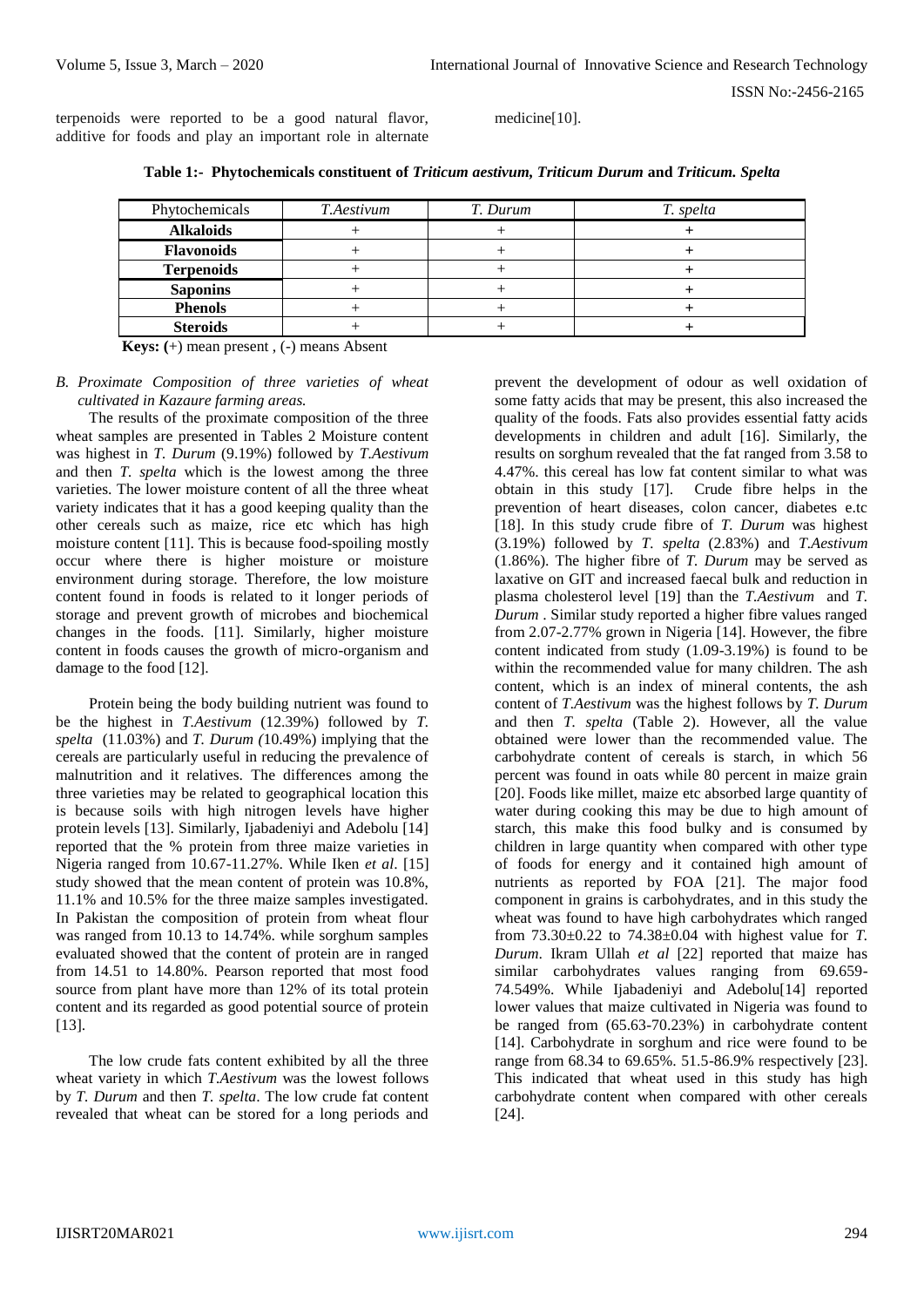terpenoids were reported to be a good natural flavor, additive for foods and play an important role in alternate medicine[10].

**Table 1:- Phytochemicals constituent of *Triticum aestivum, Triticum Durum* and *Triticum. Spelta***

| Phytochemicals | *T.Aestivum* | *T. Durum* | *T. spelta* |
|---|---|---|---|
| **Alkaloids** | + | + | + |
| **Flavonoids** | + | + | + |
| **Terpenoids** | + | + | + |
| **Saponins** | + | + | + |
| **Phenols** | + | + | + |
| **Steroids** | + | + | + |

**Keys: (**+) mean present , (-) means Absent

*B. Proximate Composition of three varieties of wheat cultivated in Kazaure farming areas.*

The results of the proximate composition of the three wheat samples are presented in Tables 2 Moisture content was highest in *T. Durum* (9.19%) followed by *T.Aestivum* and then *T. spelta* which is the lowest among the three varieties. The lower moisture content of all the three wheat variety indicates that it has a good keeping quality than the other cereals such as maize, rice etc which has high moisture content [11]. This is because food-spoiling mostly occur where there is higher moisture or moisture environment during storage. Therefore, the low moisture content found in foods is related to it longer periods of storage and prevent growth of microbes and biochemical changes in the foods. [11]. Similarly, higher moisture content in foods causes the growth of micro-organism and damage to the food [12].

Protein being the body building nutrient was found to be the highest in *T.Aestivum* (12.39%) followed by *T. spelta* (11.03%) and *T. Durum (*10.49%) implying that the cereals are particularly useful in reducing the prevalence of malnutrition and it relatives. The differences among the three varieties may be related to geographical location this is because soils with high nitrogen levels have higher protein levels [13]. Similarly, Ijabadeniyi and Adebolu [14] reported that the % protein from three maize varieties in Nigeria ranged from 10.67-11.27%. While Iken *et al*. [15] study showed that the mean content of protein was 10.8%, 11.1% and 10.5% for the three maize samples investigated. In Pakistan the composition of protein from wheat flour was ranged from 10.13 to 14.74%. while sorghum samples evaluated showed that the content of protein are in ranged from 14.51 to 14.80%. Pearson reported that most food source from plant have more than 12% of its total protein content and its regarded as good potential source of protein [13].

The low crude fats content exhibited by all the three wheat variety in which *T.Aestivum* was the lowest follows by *T. Durum* and then *T. spelta*. The low crude fat content revealed that wheat can be stored for a long periods and prevent the development of odour as well oxidation of some fatty acids that may be present, this also increased the quality of the foods. Fats also provides essential fatty acids developments in children and adult [16]. Similarly, the results on sorghum revealed that the fat ranged from 3.58 to 4.47%. this cereal has low fat content similar to what was obtain in this study [17]. Crude fibre helps in the prevention of heart diseases, colon cancer, diabetes e.tc [18]. In this study crude fibre of *T. Durum* was highest (3.19%) followed by *T. spelta* (2.83%) and *T.Aestivum* (1.86%). The higher fibre of *T. Durum* may be served as laxative on GIT and increased faecal bulk and reduction in plasma cholesterol level [19] than the *T.Aestivum* and *T. Durum* . Similar study reported a higher fibre values ranged from 2.07-2.77% grown in Nigeria [14]. However, the fibre content indicated from study (1.09-3.19%) is found to be within the recommended value for many children. The ash content, which is an index of mineral contents, the ash content of *T.Aestivum* was the highest follows by *T. Durum* and then *T. spelta* (Table 2). However, all the value obtained were lower than the recommended value. The carbohydrate content of cereals is starch, in which 56 percent was found in oats while 80 percent in maize grain [20]. Foods like millet, maize etc absorbed large quantity of water during cooking this may be due to high amount of starch, this make this food bulky and is consumed by children in large quantity when compared with other type of foods for energy and it contained high amount of nutrients as reported by FOA [21]. The major food component in grains is carbohydrates, and in this study the wheat was found to have high carbohydrates which ranged from 73.30±0.22 to 74.38±0.04 with highest value for *T. Durum*. Ikram Ullah *et al* [22] reported that maize has similar carbohydrates values ranging from 69.659-74.549%. While Ijabadeniyi and Adebolu[14] reported lower values that maize cultivated in Nigeria was found to be ranged from (65.63-70.23%) in carbohydrate content [14]. Carbohydrate in sorghum and rice were found to be range from 68.34 to 69.65%. 51.5-86.9% respectively [23]. This indicated that wheat used in this study has high carbohydrate content when compared with other cereals [24].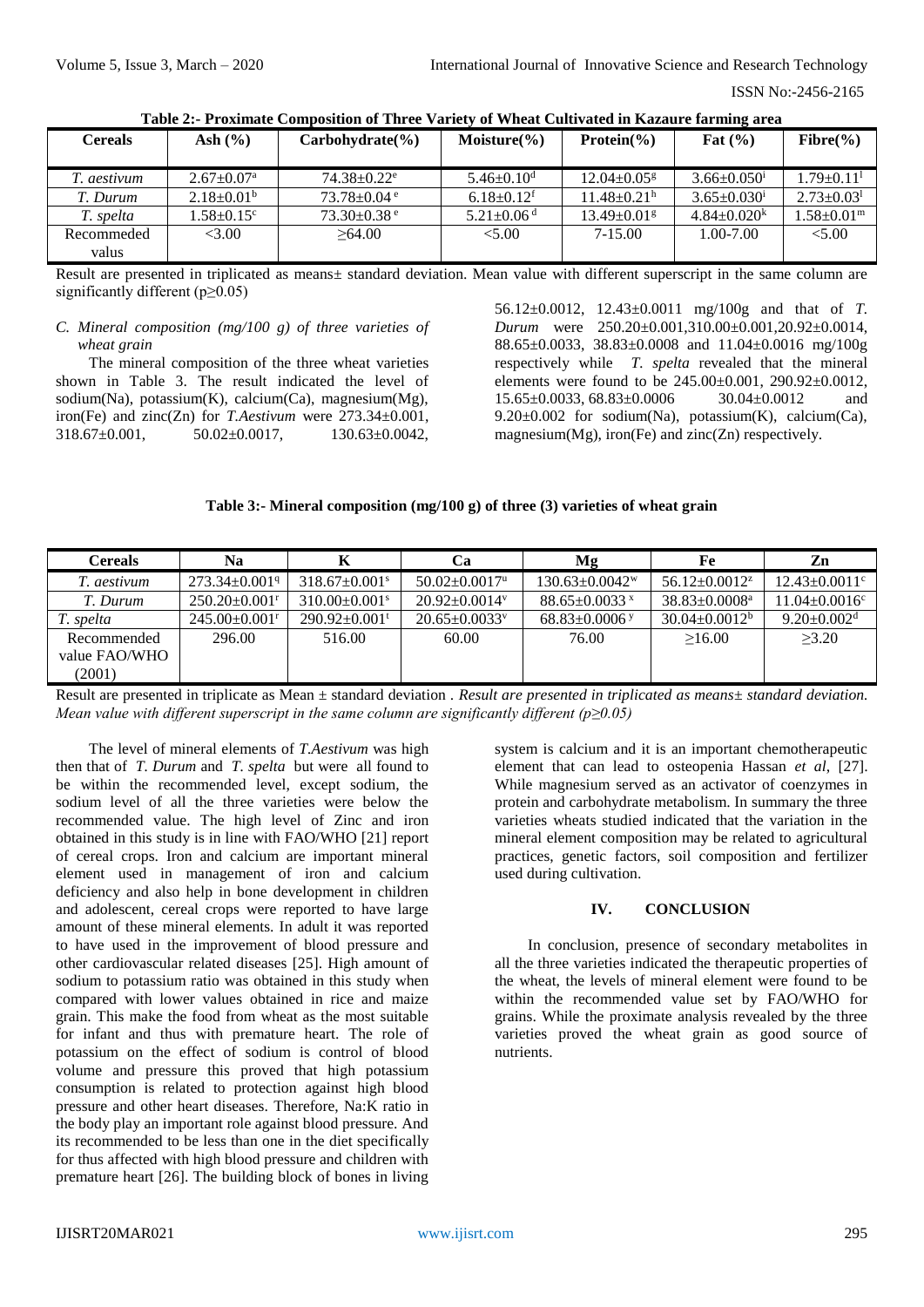**Table 2:- Proximate Composition of Three Variety of Wheat Cultivated in Kazaure farming area**

| Cereals | Ash (%) | Carbohydrate(%) | Moisture(%) | Protein(%) | Fat (%) | Fibre(%) |
|---|---|---|---|---|---|---|
| *T. aestivum* | 2.67±0.07[a] | 74.38±0.22[e] | 5.46±0.10[d] | 12.04±0.05[g] | 3.66±0.050[i] | 1.79±0.11[l] |
| *T. Durum* | 2.18±0.01[b] | 73.78±0.04[e] | 6.18±0.12[f] | 11.48±0.21[h] | 3.65±0.030[i] | 2.73±0.03[l] |
| *T. spelta* | 1.58±0.15[c] | 73.30±0.38[e] | 5.21±0.06[d] | 13.49±0.01[g] | 4.84±0.020[k] | 1.58±0.01[m] |
| Recommeded valus | <3.00 | ≥64.00 | <5.00 | 7-15.00 | 1.00-7.00 | <5.00 |

Result are presented in triplicated as means± standard deviation. Mean value with different superscript in the same column are significantly different ($p \geq 0.05$)

*C. Mineral composition (mg/100 g) of three varieties of wheat grain*

The mineral composition of the three wheat varieties shown in Table 3. The result indicated the level of sodium(Na), potassium(K), calcium(Ca), magnesium(Mg), iron(Fe) and zinc(Zn) for *T.Aestivum* were 273.34±0.001, 318.67±0.001, 50.02±0.0017, 130.63±0.0042, 56.12±0.0012, 12.43±0.0011 mg/100g and that of *T. Durum* were 250.20±0.001,310.00±0.001,20.92±0.0014, 88.65±0.0033, 38.83±0.0008 and 11.04±0.0016 mg/100g respectively while *T. spelta* revealed that the mineral elements were found to be 245.00±0.001, 290.92±0.0012, 15.65±0.0033, 68.83±0.0006 30.04±0.0012 and 9.20±0.002 for sodium(Na), potassium(K), calcium(Ca), magnesium(Mg), iron(Fe) and zinc(Zn) respectively.

**Table 3:- Mineral composition (mg/100 g) of three (3) varieties of wheat grain**

| Cereals | Na | K | Ca | Mg | Fe | Zn |
|---|---|---|---|---|---|---|
| *T. aestivum* | 273.34±0.001[q] | 318.67±0.001[s] | 50.02±0.0017[u] | 130.63±0.0042[w] | 56.12±0.0012[z] | 12.43±0.0011[c] |
| *T. Durum* | 250.20±0.001[r] | 310.00±0.001[s] | 20.92±0.0014[v] | 88.65±0.0033[x] | 38.83±0.0008[a] | 11.04±0.0016[c] |
| *T. spelta* | 245.00±0.001[r] | 290.92±0.001[t] | 20.65±0.0033[v] | 68.83±0.0006[y] | 30.04±0.0012[b] | 9.20±0.002[d] |
| Recommended value FAO/WHO (2001) | 296.00 | 516.00 | 60.00 | 76.00 | ≥16.00 | ≥3.20 |

Result are presented in triplicate as Mean ± standard deviation . *Result are presented in triplicated as means± standard deviation. Mean value with different superscript in the same column are significantly different ($p \geq 0.05$)*

The level of mineral elements of *T.Aestivum* was high then that of *T. Durum* and *T. spelta* but were all found to be within the recommended level, except sodium, the sodium level of all the three varieties were below the recommended value. The high level of Zinc and iron obtained in this study is in line with FAO/WHO [21] report of cereal crops. Iron and calcium are important mineral element used in management of iron and calcium deficiency and also help in bone development in children and adolescent, cereal crops were reported to have large amount of these mineral elements. In adult it was reported to have used in the improvement of blood pressure and other cardiovascular related diseases [25]. High amount of sodium to potassium ratio was obtained in this study when compared with lower values obtained in rice and maize grain. This make the food from wheat as the most suitable for infant and thus with premature heart. The role of potassium on the effect of sodium is control of blood volume and pressure this proved that high potassium consumption is related to protection against high blood pressure and other heart diseases. Therefore, Na:K ratio in the body play an important role against blood pressure. And its recommended to be less than one in the diet specifically for thus affected with high blood pressure and children with premature heart [26]. The building block of bones in living system is calcium and it is an important chemotherapeutic element that can lead to osteopenia Hassan *et al*, [27]. While magnesium served as an activator of coenzymes in protein and carbohydrate metabolism. In summary the three varieties wheats studied indicated that the variation in the mineral element composition may be related to agricultural practices, genetic factors, soil composition and fertilizer used during cultivation.

## IV. CONCLUSION

In conclusion, presence of secondary metabolites in all the three varieties indicated the therapeutic properties of the wheat, the levels of mineral element were found to be within the recommended value set by FAO/WHO for grains. While the proximate analysis revealed by the three varieties proved the wheat grain as good source of nutrients.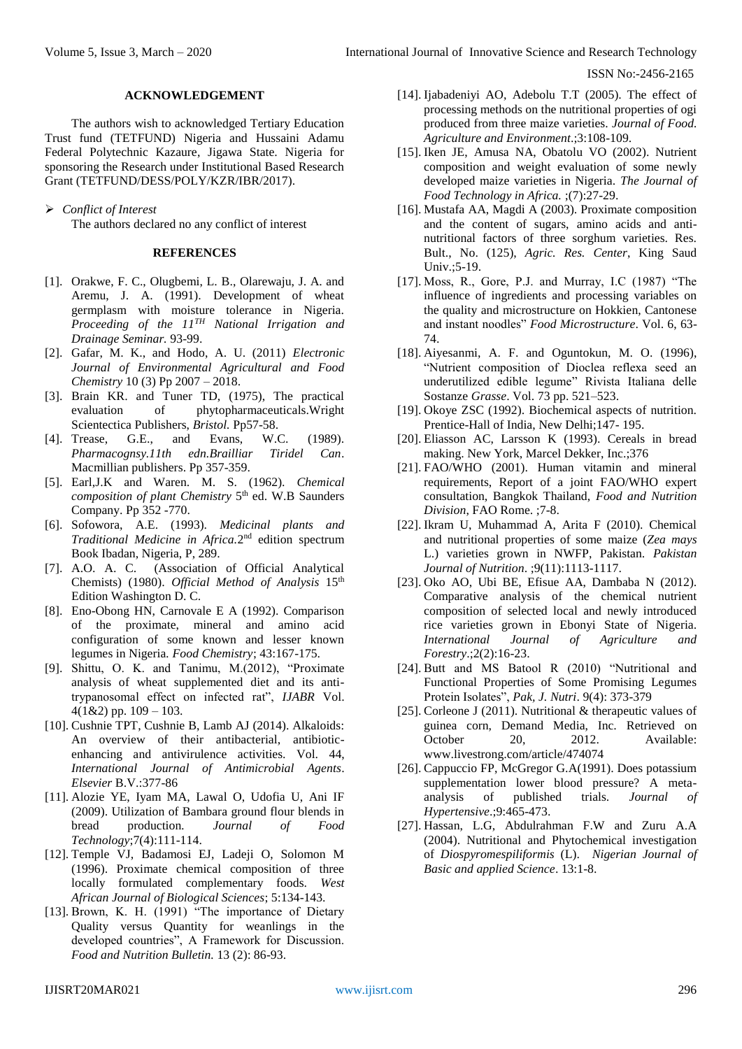## ACKNOWLEDGEMENT

The authors wish to acknowledged Tertiary Education Trust fund (TETFUND) Nigeria and Hussaini Adamu Federal Polytechnic Kazaure, Jigawa State. Nigeria for sponsoring the Research under Institutional Based Research Grant (TETFUND/DESS/POLY/KZR/IBR/2017).

- *Conflict of Interest*

  The authors declared no any conflict of interest

## REFERENCES

[1]. Orakwe, F. C., Olugbemi, L. B., Olarewaju, J. A. and Aremu, J. A. (1991). Development of wheat germplasm with moisture tolerance in Nigeria. *Proceeding of the 11TH National Irrigation and Drainage Seminar.* 93-99.

[2]. Gafar, M. K., and Hodo, A. U. (2011) *Electronic Journal of Environmental Agricultural and Food Chemistry* 10 (3) Pp 2007 – 2018.

[3]. Brain KR. and Tuner TD, (1975), The practical evaluation of phytopharmaceuticals.Wright Scientectica Publishers, *Bristol.* Pp57-58.

[4]. Trease, G.E., and Evans, W.C. (1989). *Pharmacognsy.11th edn.Brailliar Tiridel Can*. Macmillian publishers. Pp 357-359.

[5]. Earl,J.K and Waren. M. S. (1962). *Chemical composition of plant Chemistry* 5th ed. W.B Saunders Company. Pp 352 -770.

[6]. Sofowora, A.E. (1993). *Medicinal plants and Traditional Medicine in Africa.*2nd edition spectrum Book Ibadan, Nigeria, P, 289.

[7]. A.O. A. C. (Association of Official Analytical Chemists) (1980). *Official Method of Analysis* 15th Edition Washington D. C.

[8]. Eno-Obong HN, Carnovale E A (1992). Comparison of the proximate, mineral and amino acid configuration of some known and lesser known legumes in Nigeria. *Food Chemistry*; 43:167-175.

[9]. Shittu, O. K. and Tanimu, M.(2012), "Proximate analysis of wheat supplemented diet and its anti-trypanosomal effect on infected rat", *IJABR* Vol. 4(1&2) pp. 109 – 103.

[10]. Cushnie TPT, Cushnie B, Lamb AJ (2014). Alkaloids: An overview of their antibacterial, antibiotic-enhancing and antivirulence activities. Vol. 44, *International Journal of Antimicrobial Agents*. *Elsevier* B.V.:377-86

[11]. Alozie YE, Iyam MA, Lawal O, Udofia U, Ani IF (2009). Utilization of Bambara ground flour blends in bread production. *Journal of Food Technology*;7(4):111-114.

[12]. Temple VJ, Badamosi EJ, Ladeji O, Solomon M (1996). Proximate chemical composition of three locally formulated complementary foods. *West African Journal of Biological Sciences*; 5:134-143.

[13]. Brown, K. H. (1991) "The importance of Dietary Quality versus Quantity for weanlings in the developed countries", A Framework for Discussion. *Food and Nutrition Bulletin.* 13 (2): 86-93.

[14]. Ijabadeniyi AO, Adebolu T.T (2005). The effect of processing methods on the nutritional properties of ogi produced from three maize varieties. *Journal of Food. Agriculture and Environment*.;3:108-109.

[15]. Iken JE, Amusa NA, Obatolu VO (2002). Nutrient composition and weight evaluation of some newly developed maize varieties in Nigeria. *The Journal of Food Technology in Africa.* ;(7):27-29.

[16]. Mustafa AA, Magdi A (2003). Proximate composition and the content of sugars, amino acids and anti-nutritional factors of three sorghum varieties. Res. Bult., No. (125), *Agric. Res. Center*, King Saud Univ.;5-19.

[17]. Moss, R., Gore, P.J. and Murray, I.C (1987) "The influence of ingredients and processing variables on the quality and microstructure on Hokkien, Cantonese and instant noodles" *Food Microstructure*. Vol. 6, 63-74.

[18]. Aiyesanmi, A. F. and Oguntokun, M. O. (1996), "Nutrient composition of Dioclea reflexa seed an underutilized edible legume" Rivista Italiana delle Sostanze *Grasse*. Vol. 73 pp. 521–523.

[19]. Okoye ZSC (1992). Biochemical aspects of nutrition. Prentice-Hall of India, New Delhi;147- 195.

[20]. Eliasson AC, Larsson K (1993). Cereals in bread making. New York, Marcel Dekker, Inc.;376

[21]. FAO/WHO (2001). Human vitamin and mineral requirements, Report of a joint FAO/WHO expert consultation, Bangkok Thailand, *Food and Nutrition Division*, FAO Rome. ;7-8.

[22]. Ikram U, Muhammad A, Arita F (2010). Chemical and nutritional properties of some maize (*Zea mays* L.) varieties grown in NWFP, Pakistan. *Pakistan Journal of Nutrition*. ;9(11):1113-1117.

[23]. Oko AO, Ubi BE, Efisue AA, Dambaba N (2012). Comparative analysis of the chemical nutrient composition of selected local and newly introduced rice varieties grown in Ebonyi State of Nigeria. *International Journal of Agriculture and Forestry*.;2(2):16-23.

[24]. Butt and MS Batool R (2010) "Nutritional and Functional Properties of Some Promising Legumes Protein Isolates", *Pak, J. Nutri*. 9(4): 373-379

[25]. Corleone J (2011). Nutritional & therapeutic values of guinea corn, Demand Media, Inc. Retrieved on October 20, 2012. Available: www.livestrong.com/article/474074

[26]. Cappuccio FP, McGregor G.A(1991). Does potassium supplementation lower blood pressure? A meta-analysis of published trials. *Journal of Hypertensive*.;9:465-473.

[27]. Hassan, L.G, Abdulrahman F.W and Zuru A.A (2004). Nutritional and Phytochemical investigation of *Diospyromespiliformis* (L). *Nigerian Journal of Basic and applied Science*. 13:1-8.